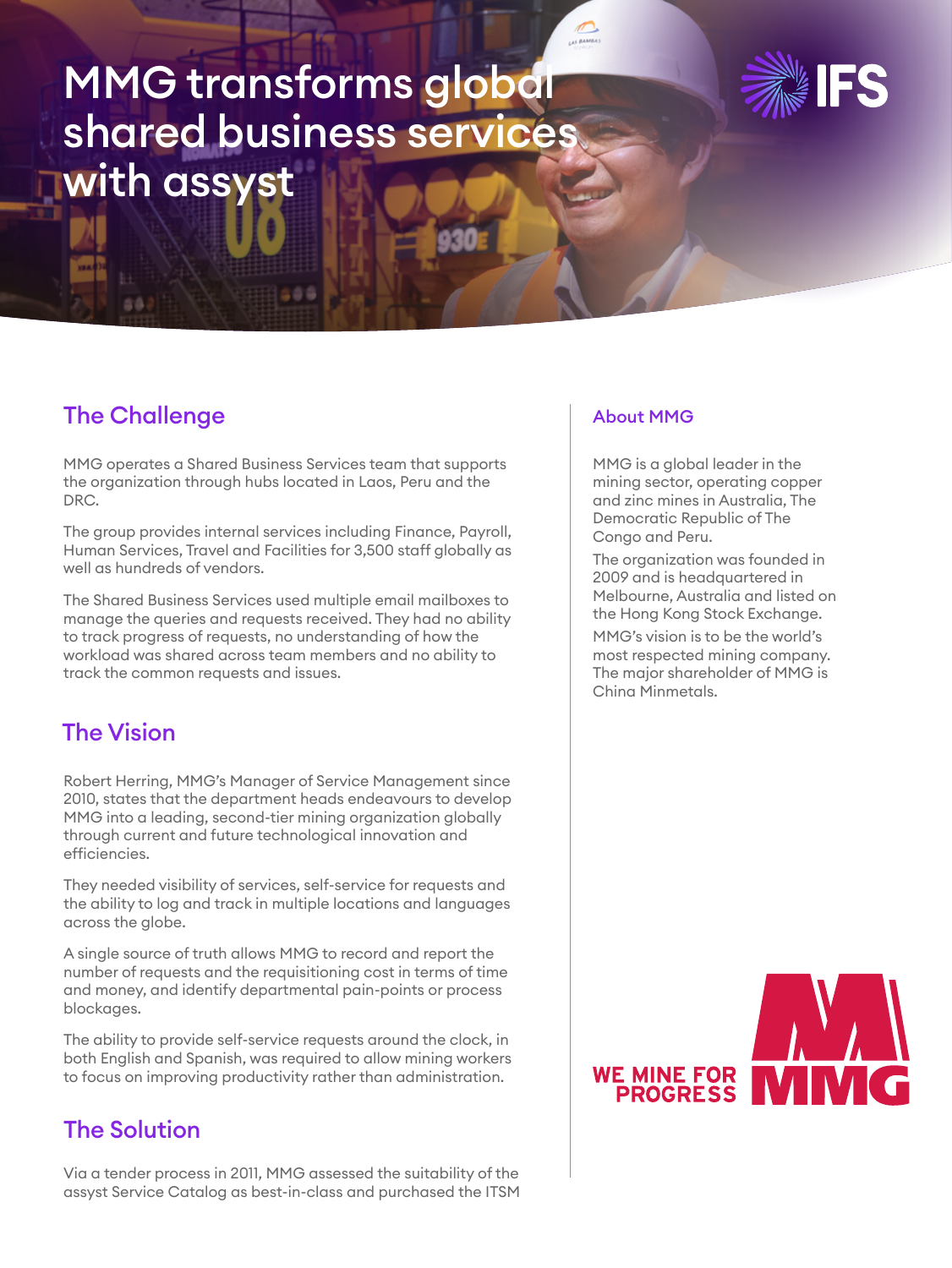# MMG transforms global shared business services with assyst

## The Challenge

MMG operates a Shared Business Services team that supports the organization through hubs located in Laos, Peru and the DRC.

The group provides internal services including Finance, Payroll, Human Services, Travel and Facilities for 3,500 staff globally as well as hundreds of vendors.

The Shared Business Services used multiple email mailboxes to manage the queries and requests received. They had no ability to track progress of requests, no understanding of how the workload was shared across team members and no ability to track the common requests and issues.

## The Vision

Robert Herring, MMG's Manager of Service Management since 2010, states that the department heads endeavours to develop MMG into a leading, second-tier mining organization globally through current and future technological innovation and efficiencies.

They needed visibility of services, self-service for requests and the ability to log and track in multiple locations and languages across the globe.

A single source of truth allows MMG to record and report the number of requests and the requisitioning cost in terms of time and money, and identify departmental pain-points or process blockages.

The ability to provide self-service requests around the clock, in both English and Spanish, was required to allow mining workers to focus on improving productivity rather than administration.

## The Solution

Via a tender process in 2011, MMG assessed the suitability of the assyst Service Catalog as best-in-class and purchased the ITSM

### About MMG

MMG is a global leader in the mining sector, operating copper and zinc mines in Australia, The Democratic Republic of The Congo and Peru.

The organization was founded in 2009 and is headquartered in Melbourne, Australia and listed on the Hong Kong Stock Exchange.

MMG's vision is to be the world's most respected mining company. The major shareholder of MMG is China Minmetals.

WE MINE FOR PROGRESS MMG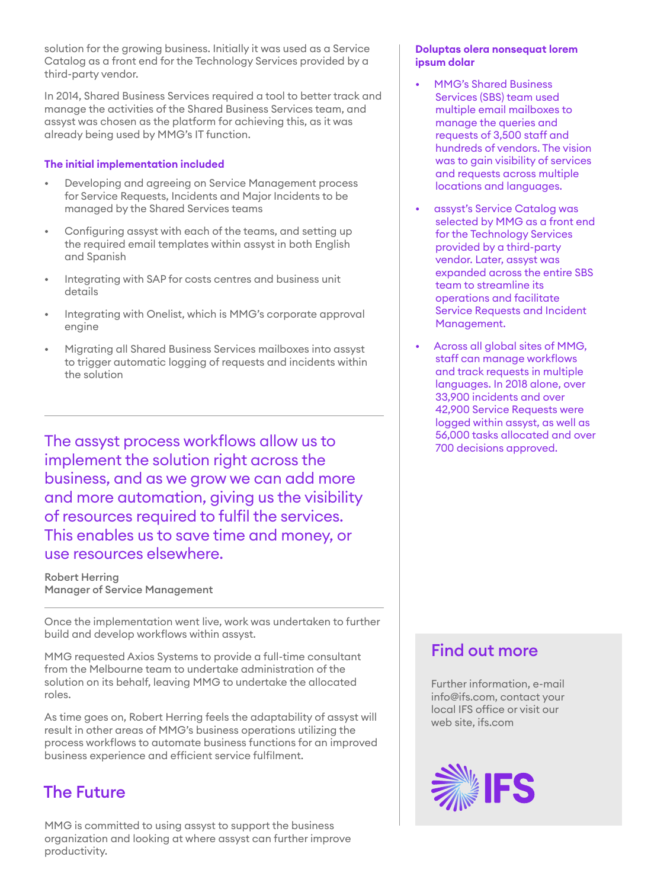solution for the growing business. Initially it was used as a Service Catalog as a front end for the Technology Services provided by a third-party vendor.

In 2014, Shared Business Services required a tool to better track and manage the activities of the Shared Business Services team, and assyst was chosen as the platform for achieving this, as it was already being used by MMG's IT function.

### The initial implementation included

- Developing and agreeing on Service Management process for Service Requests, Incidents and Major Incidents to be managed by the Shared Services teams
- Configuring assyst with each of the teams, and setting up the required email templates within assyst in both English and Spanish
- Integrating with SAP for costs centres and business unit details
- Integrating with Onelist, which is MMG's corporate approval engine
- Migrating all Shared Business Services mailboxes into assyst to trigger automatic logging of requests and incidents within the solution

> The assyst process workflows allow us to implement the solution right across the business, and as we grow we can add more and more automation, giving us the visibility of resources required to fulfil the services. This enables us to save time and money, or use resources elsewhere.
>
> Robert Herring
> Manager of Service Management

Once the implementation went live, work was undertaken to further build and develop workflows within assyst.

MMG requested Axios Systems to provide a full-time consultant from the Melbourne team to undertake administration of the solution on its behalf, leaving MMG to undertake the allocated roles.

As time goes on, Robert Herring feels the adaptability of assyst will result in other areas of MMG's business operations utilizing the process workflows to automate business functions for an improved business experience and efficient service fulfilment.

## The Future

MMG is committed to using assyst to support the business organization and looking at where assyst can further improve productivity.

### Doluptas olera nonsequat lorem ipsum dolar

- MMG's Shared Business Services (SBS) team used multiple email mailboxes to manage the queries and requests of 3,500 staff and hundreds of vendors. The vision was to gain visibility of services and requests across multiple locations and languages.
- assyst's Service Catalog was selected by MMG as a front end for the Technology Services provided by a third-party vendor. Later, assyst was expanded across the entire SBS team to streamline its operations and facilitate Service Requests and Incident Management.
- Across all global sites of MMG, staff can manage workflows and track requests in multiple languages. In 2018 alone, over 33,900 incidents and over 42,900 Service Requests were logged within assyst, as well as 56,000 tasks allocated and over 700 decisions approved.

## Find out more

Further information, e-mail info@ifs.com, contact your local IFS office or visit our web site, ifs.com

IFS